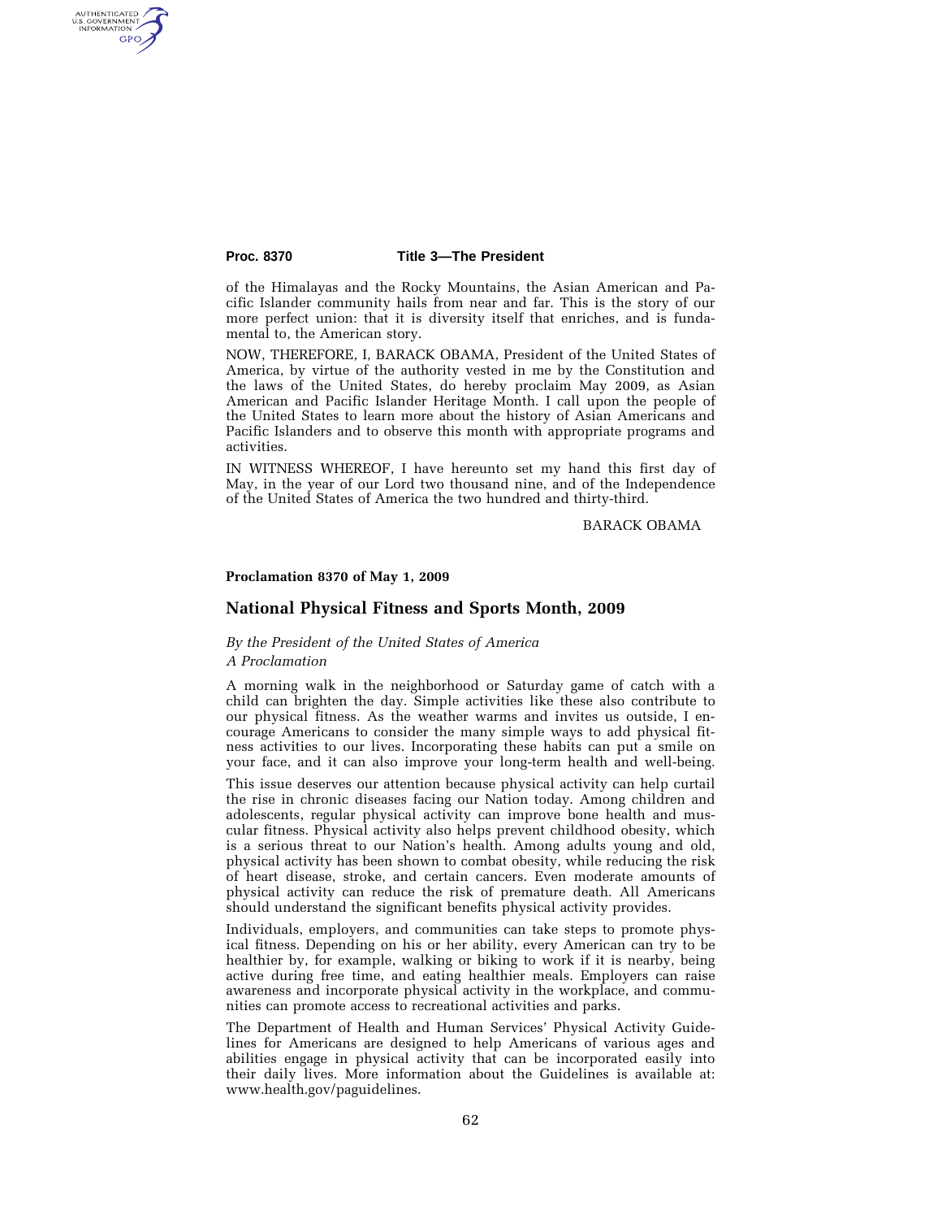of the Himalayas and the Rocky Mountains, the Asian American and Pacific Islander community hails from near and far. This is the story of our more perfect union: that it is diversity itself that enriches, and is fundamental to, the American story.

NOW, THEREFORE, I, BARACK OBAMA, President of the United States of America, by virtue of the authority vested in me by the Constitution and the laws of the United States, do hereby proclaim May 2009, as Asian American and Pacific Islander Heritage Month. I call upon the people of the United States to learn more about the history of Asian Americans and Pacific Islanders and to observe this month with appropriate programs and activities.

IN WITNESS WHEREOF, I have hereunto set my hand this first day of May, in the year of our Lord two thousand nine, and of the Independence of the United States of America the two hundred and thirty-third.

BARACK OBAMA

**Proclamation 8370 of May 1, 2009**

## National Physical Fitness and Sports Month, 2009

*By the President of the United States of America*
*A Proclamation*

A morning walk in the neighborhood or Saturday game of catch with a child can brighten the day. Simple activities like these also contribute to our physical fitness. As the weather warms and invites us outside, I encourage Americans to consider the many simple ways to add physical fitness activities to our lives. Incorporating these habits can put a smile on your face, and it can also improve your long-term health and well-being.

This issue deserves our attention because physical activity can help curtail the rise in chronic diseases facing our Nation today. Among children and adolescents, regular physical activity can improve bone health and muscular fitness. Physical activity also helps prevent childhood obesity, which is a serious threat to our Nation's health. Among adults young and old, physical activity has been shown to combat obesity, while reducing the risk of heart disease, stroke, and certain cancers. Even moderate amounts of physical activity can reduce the risk of premature death. All Americans should understand the significant benefits physical activity provides.

Individuals, employers, and communities can take steps to promote physical fitness. Depending on his or her ability, every American can try to be healthier by, for example, walking or biking to work if it is nearby, being active during free time, and eating healthier meals. Employers can raise awareness and incorporate physical activity in the workplace, and communities can promote access to recreational activities and parks.

The Department of Health and Human Services' Physical Activity Guidelines for Americans are designed to help Americans of various ages and abilities engage in physical activity that can be incorporated easily into their daily lives. More information about the Guidelines is available at: www.health.gov/paguidelines.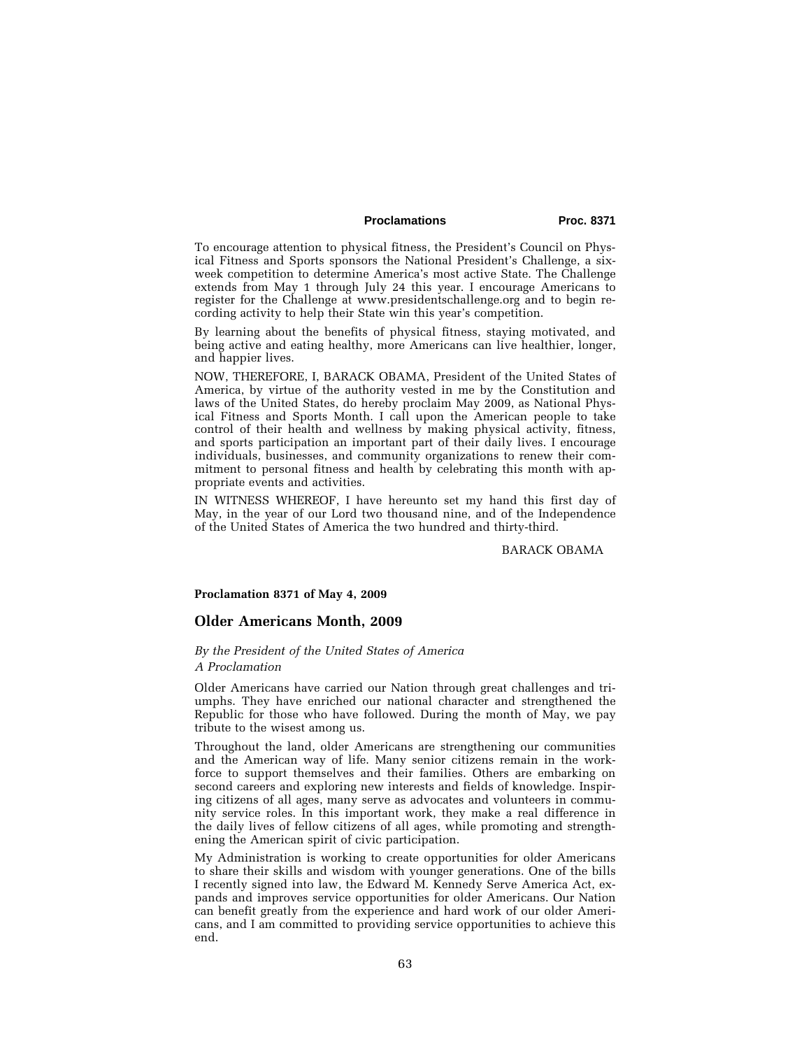To encourage attention to physical fitness, the President's Council on Physical Fitness and Sports sponsors the National President's Challenge, a six-week competition to determine America's most active State. The Challenge extends from May 1 through July 24 this year. I encourage Americans to register for the Challenge at www.presidentschallenge.org and to begin recording activity to help their State win this year's competition.

By learning about the benefits of physical fitness, staying motivated, and being active and eating healthy, more Americans can live healthier, longer, and happier lives.

NOW, THEREFORE, I, BARACK OBAMA, President of the United States of America, by virtue of the authority vested in me by the Constitution and laws of the United States, do hereby proclaim May 2009, as National Physical Fitness and Sports Month. I call upon the American people to take control of their health and wellness by making physical activity, fitness, and sports participation an important part of their daily lives. I encourage individuals, businesses, and community organizations to renew their commitment to personal fitness and health by celebrating this month with appropriate events and activities.

IN WITNESS WHEREOF, I have hereunto set my hand this first day of May, in the year of our Lord two thousand nine, and of the Independence of the United States of America the two hundred and thirty-third.

BARACK OBAMA

**Proclamation 8371 of May 4, 2009**

## Older Americans Month, 2009

*By the President of the United States of America*
*A Proclamation*

Older Americans have carried our Nation through great challenges and triumphs. They have enriched our national character and strengthened the Republic for those who have followed. During the month of May, we pay tribute to the wisest among us.

Throughout the land, older Americans are strengthening our communities and the American way of life. Many senior citizens remain in the workforce to support themselves and their families. Others are embarking on second careers and exploring new interests and fields of knowledge. Inspiring citizens of all ages, many serve as advocates and volunteers in community service roles. In this important work, they make a real difference in the daily lives of fellow citizens of all ages, while promoting and strengthening the American spirit of civic participation.

My Administration is working to create opportunities for older Americans to share their skills and wisdom with younger generations. One of the bills I recently signed into law, the Edward M. Kennedy Serve America Act, expands and improves service opportunities for older Americans. Our Nation can benefit greatly from the experience and hard work of our older Americans, and I am committed to providing service opportunities to achieve this end.